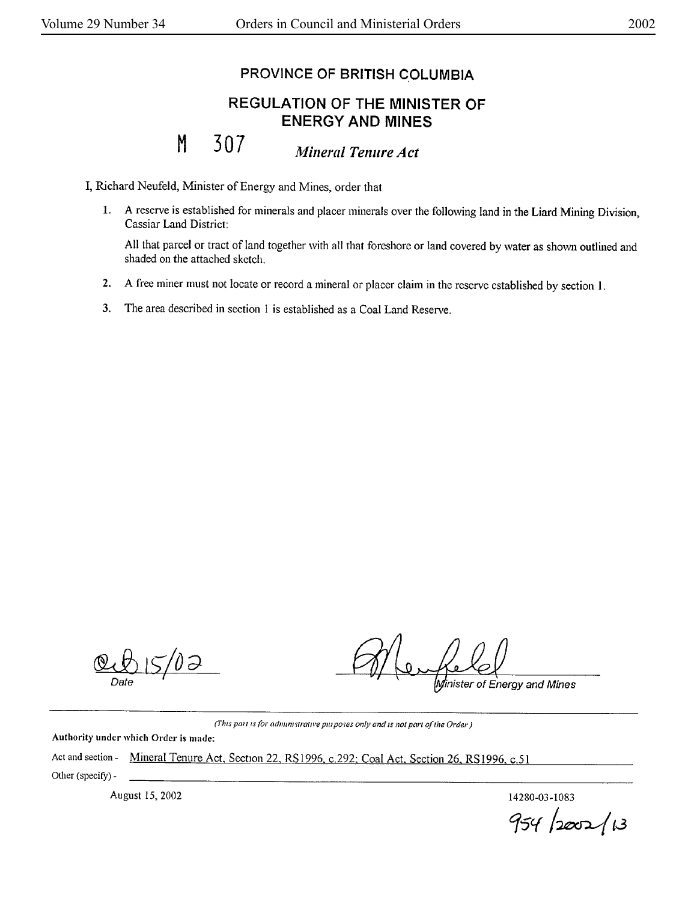# PROVINCE OF BRITISH COLUMBIA

## REGULATION OF THE MINISTER OF ENERGY AND MINES

M 307 *Mineral Tenure Act*

I, Richard Neufeld, Minister of Energy and Mines, order that

1. A reserve is established for minerals and placer minerals over the following land in the Liard Mining Division, Cassiar Land District:

   All that parcel or tract of land together with all that foreshore or land covered by water as shown outlined and shaded on the attached sketch.

2. A free miner must not locate or record a mineral or placer claim in the reserve established by section 1.

3. The area described in section 1 is established as a Coal Land Reserve.

Aug 15/02
*Date*

*Minister of Energy and Mines*

---

*(This part is for administrative purposes only and is not part of the Order.)*

**Authority under which Order is made:**

Act and section - Mineral Tenure Act, Section 22, RS1996, c.292; Coal Act, Section 26, RS1996, c.51

Other (specify) -

August 15, 2002

14280-03-1083

954/2002/13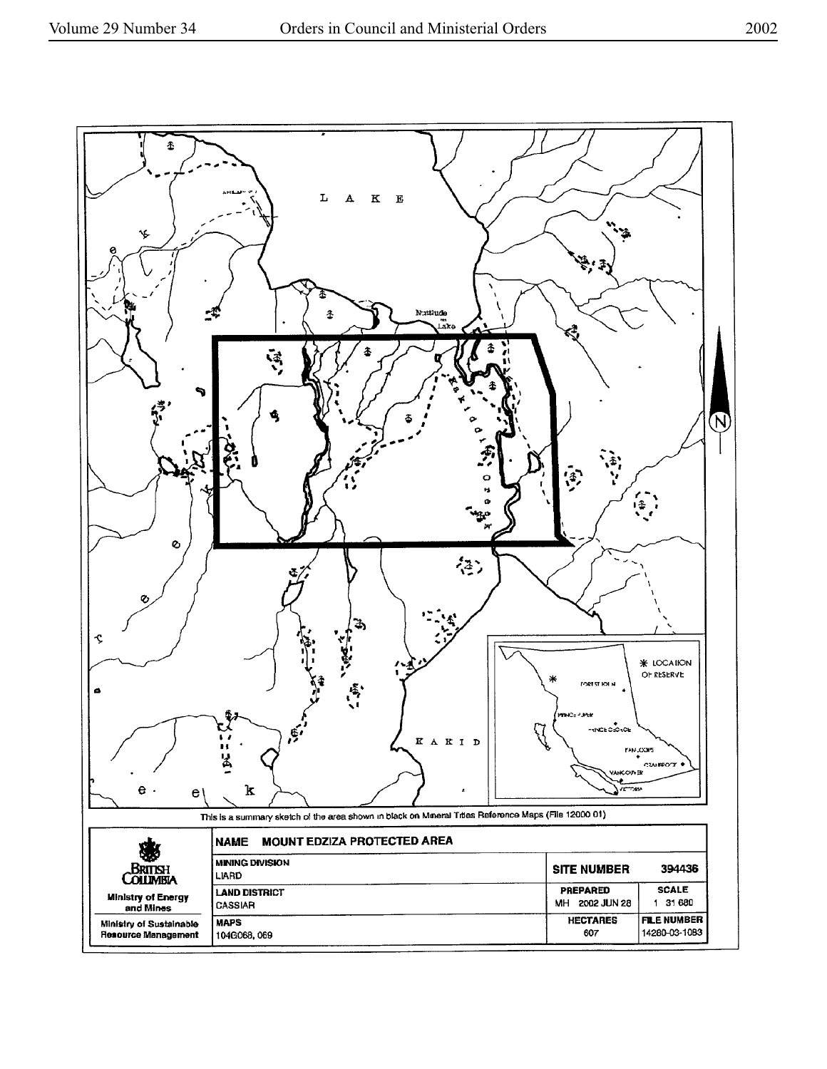L A K E

Nuttlude Lake

Kakiddi Creek

K A K I D

e e k

LOCATION OF RESERVE

FORT ST JOHN

PRINCE RUPERT

PRINCE GEORGE

KAMLOOPS

CRANBROOK

VANCOUVER

VICTORIA

This is a summary sketch of the area shown in black on Mineral Titles Reference Maps (File 12000 01)

| | | | |
|---|---|---|---|
| British Columbia | **NAME MOUNT EDZIZA PROTECTED AREA** | | |
| **Ministry of Energy and Mines** | **MINING DIVISION** LIARD | **SITE NUMBER** | **394436** |
| | **LAND DISTRICT** CASSIAR | **PREPARED** MH 2002 JUN 28 | **SCALE** 1 31 680 |
| **Ministry of Sustainable Resource Management** | **MAPS** 104G068, 069 | **HECTARES** 607 | **FILE NUMBER** 14280-03-1083 |